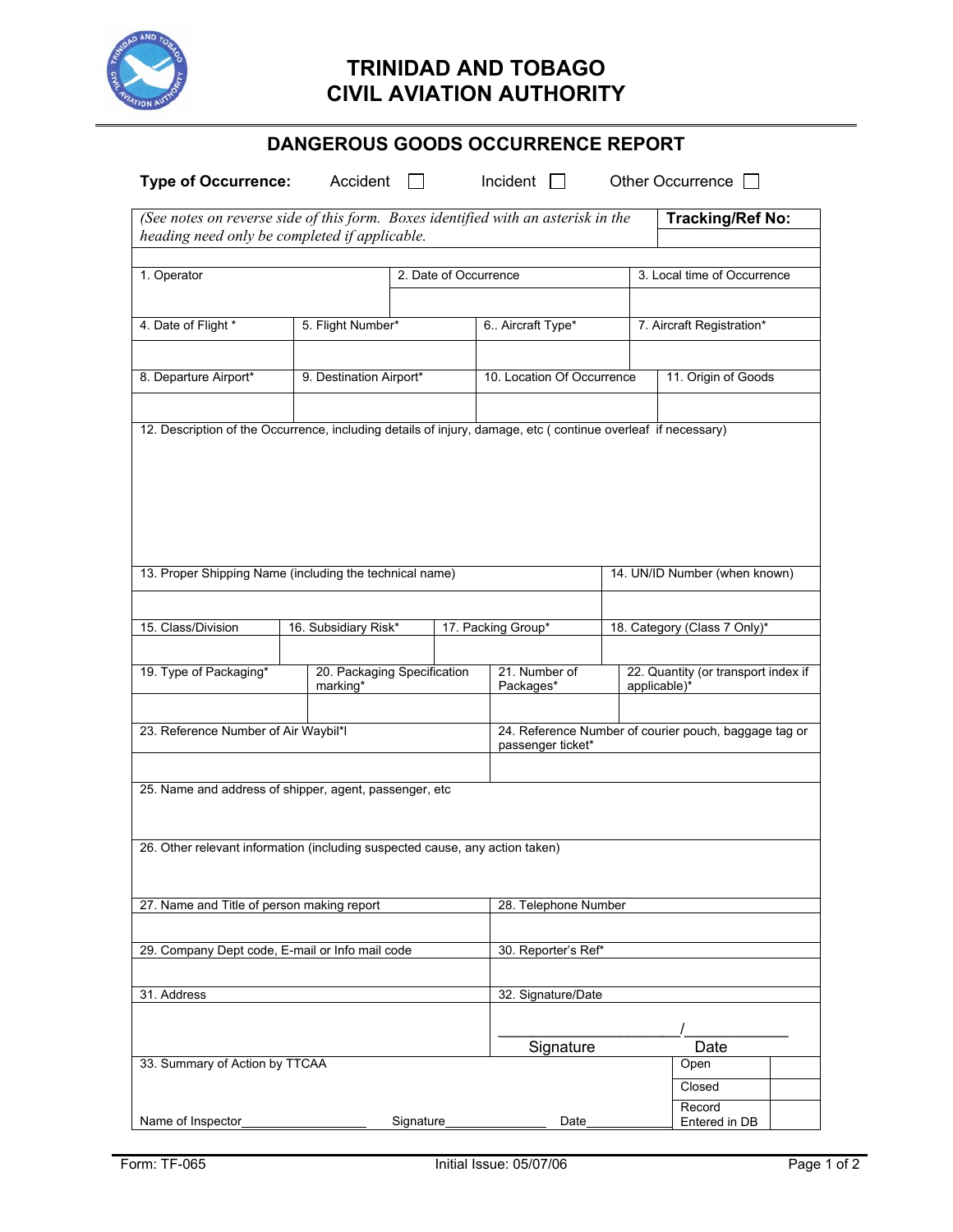# TRINIDAD AND TOBAGO CIVIL AVIATION AUTHORITY

## DANGEROUS GOODS OCCURRENCE REPORT

**Type of Occurrence:** Accident ☐ Incident ☐ Other Occurrence ☐

*(See notes on reverse side of this form. Boxes identified with an asterisk in the heading need only be completed if applicable.*

**Tracking/Ref No:**

| 1. Operator | 2. Date of Occurrence | 3. Local time of Occurrence |
|---|---|---|
| | | |

| 4. Date of Flight * | 5. Flight Number* | 6.. Aircraft Type* | 7. Aircraft Registration* |
|---|---|---|---|
| | | | |

| 8. Departure Airport* | 9. Destination Airport* | 10. Location Of Occurrence | 11. Origin of Goods |
|---|---|---|---|
| | | | |

12. Description of the Occurrence, including details of injury, damage, etc ( continue overleaf if necessary)

| 13. Proper Shipping Name (including the technical name) | 14. UN/ID Number (when known) |
|---|---|
| | |

| 15. Class/Division | 16. Subsidiary Risk* | 17. Packing Group* | 18. Category (Class 7 Only)* |
|---|---|---|---|
| | | | |

| 19. Type of Packaging* | 20. Packaging Specification marking* | 21. Number of Packages* | 22. Quantity (or transport index if applicable)* |
|---|---|---|---|
| | | | |

| 23. Reference Number of Air Waybil*l | 24. Reference Number of courier pouch, baggage tag or passenger ticket* |
|---|---|
| | |

25. Name and address of shipper, agent, passenger, etc

26. Other relevant information (including suspected cause, any action taken)

| 27. Name and Title of person making report | 28. Telephone Number |
|---|---|
| | |
| 29. Company Dept code, E-mail or Info mail code | 30. Reporter's Ref* |
| | |
| 31. Address | 32. Signature/Date |
| | ______________________/_____________ Signature Date |

| 33. Summary of Action by TTCAA | Open | |
|---|---|---|
| | Closed | |
| Name of Inspector__________________ Signature_______________ Date_______________ | Record Entered in DB | |

Form: TF-065 Initial Issue: 05/07/06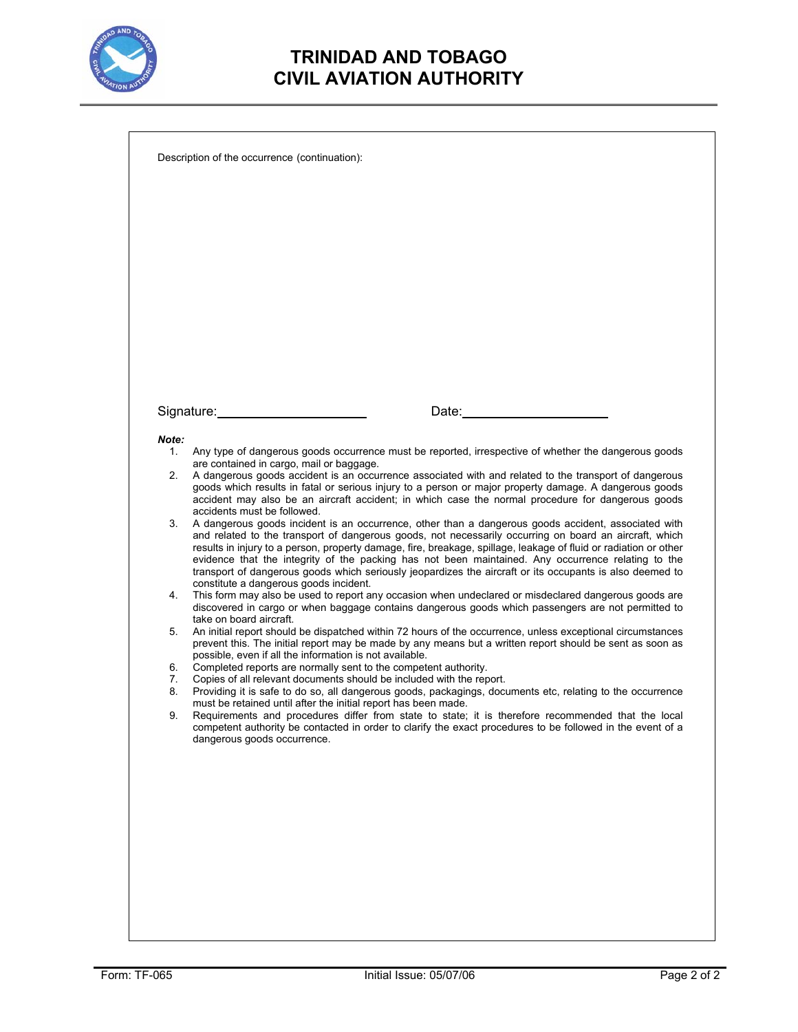# TRINIDAD AND TOBAGO CIVIL AVIATION AUTHORITY

Description of the occurrence (continuation):

Signature:_____________________ Date:_____________________

***Note:***

1. Any type of dangerous goods occurrence must be reported, irrespective of whether the dangerous goods are contained in cargo, mail or baggage.
2. A dangerous goods accident is an occurrence associated with and related to the transport of dangerous goods which results in fatal or serious injury to a person or major property damage. A dangerous goods accident may also be an aircraft accident; in which case the normal procedure for dangerous goods accidents must be followed.
3. A dangerous goods incident is an occurrence, other than a dangerous goods accident, associated with and related to the transport of dangerous goods, not necessarily occurring on board an aircraft, which results in injury to a person, property damage, fire, breakage, spillage, leakage of fluid or radiation or other evidence that the integrity of the packing has not been maintained. Any occurrence relating to the transport of dangerous goods which seriously jeopardizes the aircraft or its occupants is also deemed to constitute a dangerous goods incident.
4. This form may also be used to report any occasion when undeclared or misdeclared dangerous goods are discovered in cargo or when baggage contains dangerous goods which passengers are not permitted to take on board aircraft.
5. An initial report should be dispatched within 72 hours of the occurrence, unless exceptional circumstances prevent this. The initial report may be made by any means but a written report should be sent as soon as possible, even if all the information is not available.
6. Completed reports are normally sent to the competent authority.
7. Copies of all relevant documents should be included with the report.
8. Providing it is safe to do so, all dangerous goods, packagings, documents etc, relating to the occurrence must be retained until after the initial report has been made.
9. Requirements and procedures differ from state to state; it is therefore recommended that the local competent authority be contacted in order to clarify the exact procedures to be followed in the event of a dangerous goods occurrence.

Form: TF-065 Initial Issue: 05/07/06